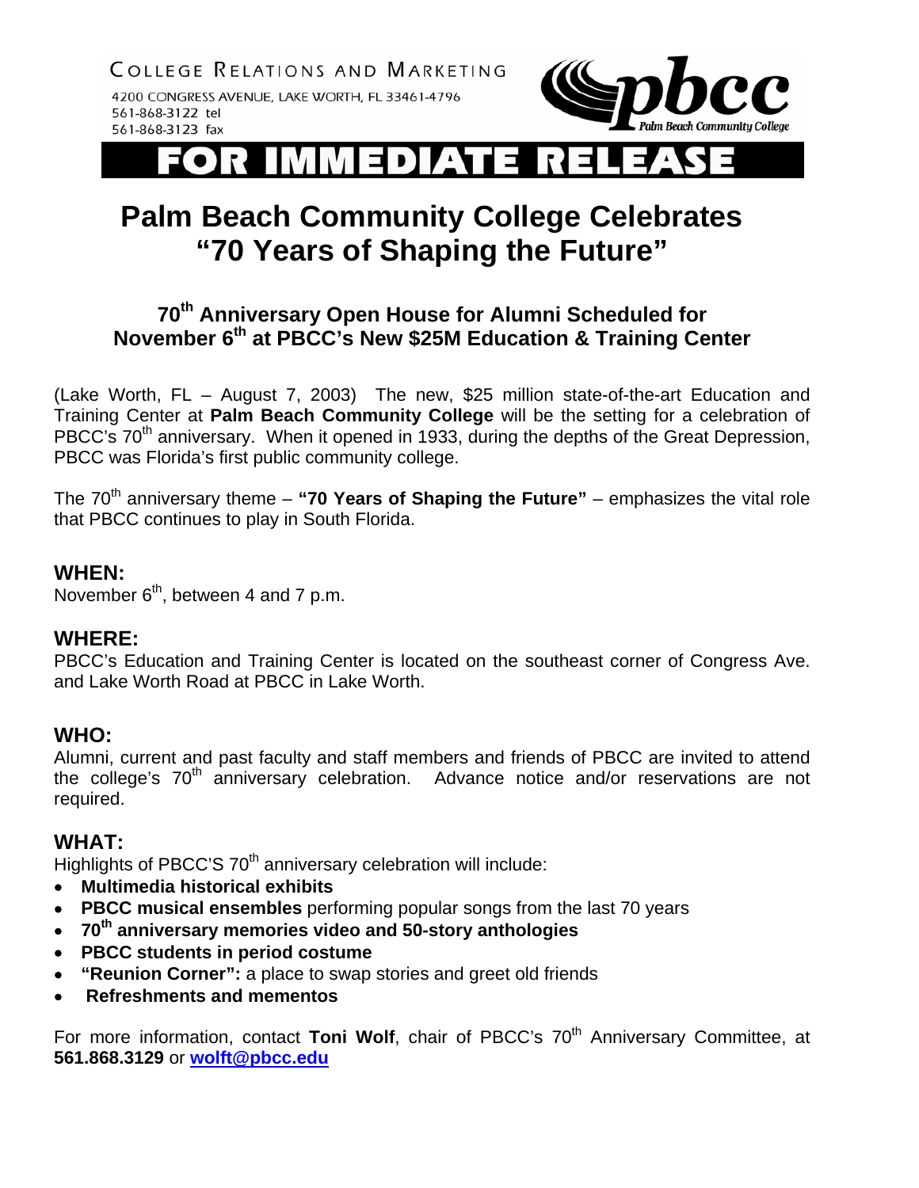COLLEGE RELATIONS AND MARKETING

4200 CONGRESS AVENUE, LAKE WORTH, FL 33461-4796
561-868-3122 tel
561-868-3123 fax

pbcc
Palm Beach Community College

# FOR IMMEDIATE RELEASE

# Palm Beach Community College Celebrates "70 Years of Shaping the Future"

### 70th Anniversary Open House for Alumni Scheduled for November 6th at PBCC's New $25M Education & Training Center

(Lake Worth, FL – August 7, 2003) The new, $25 million state-of-the-art Education and Training Center at **Palm Beach Community College** will be the setting for a celebration of PBCC's 70th anniversary. When it opened in 1933, during the depths of the Great Depression, PBCC was Florida's first public community college.

The 70th anniversary theme – **"70 Years of Shaping the Future"** – emphasizes the vital role that PBCC continues to play in South Florida.

## WHEN:

November 6th, between 4 and 7 p.m.

## WHERE:

PBCC's Education and Training Center is located on the southeast corner of Congress Ave. and Lake Worth Road at PBCC in Lake Worth.

## WHO:

Alumni, current and past faculty and staff members and friends of PBCC are invited to attend the college's 70th anniversary celebration. Advance notice and/or reservations are not required.

## WHAT:

Highlights of PBCC'S 70th anniversary celebration will include:

- **Multimedia historical exhibits**
- **PBCC musical ensembles** performing popular songs from the last 70 years
- **70th anniversary memories video and 50-story anthologies**
- **PBCC students in period costume**
- **"Reunion Corner":** a place to swap stories and greet old friends
- **Refreshments and mementos**

For more information, contact **Toni Wolf**, chair of PBCC's 70th Anniversary Committee, at **561.868.3129** or **wolft@pbcc.edu**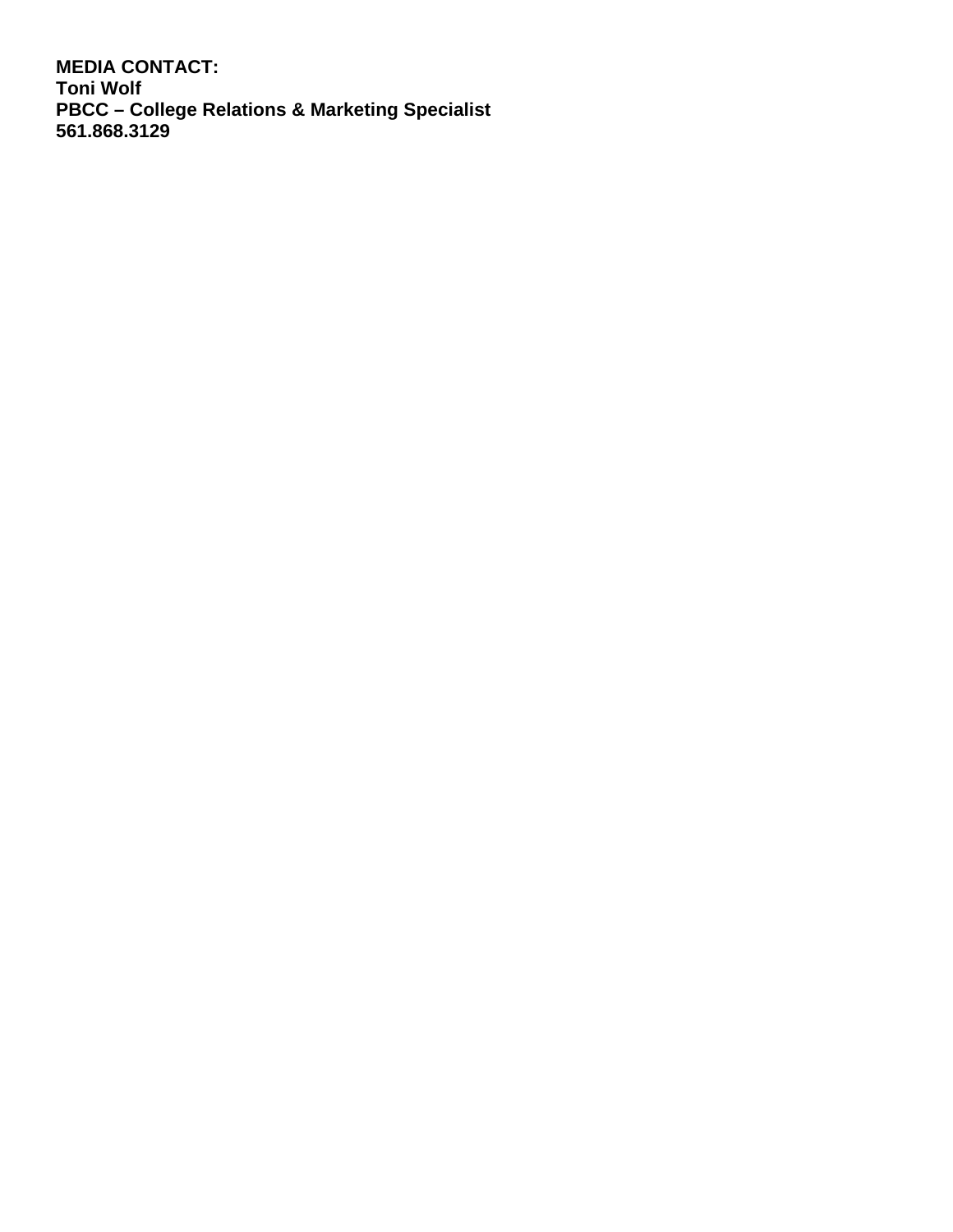**MEDIA CONTACT:**
**Toni Wolf**
**PBCC – College Relations & Marketing Specialist**
**561.868.3129**